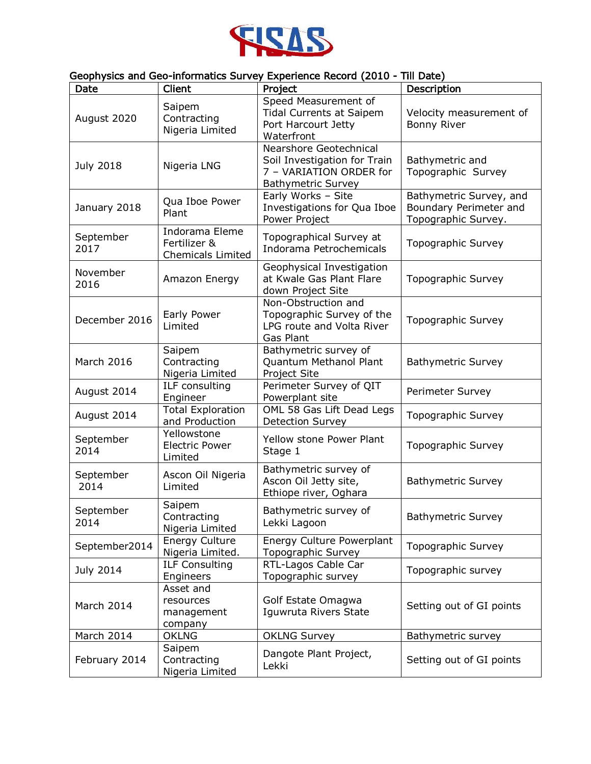**Geophysics and Geo-informatics Survey Experience Record (2010 - Till Date)**

| Date | Client | Project | Description |
|---|---|---|---|
| August 2020 | Saipem Contracting Nigeria Limited | Speed Measurement of Tidal Currents at Saipem Port Harcourt Jetty Waterfront | Velocity measurement of Bonny River |
| July 2018 | Nigeria LNG | Nearshore Geotechnical Soil Investigation for Train 7 – VARIATION ORDER for Bathymetric Survey | Bathymetric and Topographic Survey |
| January 2018 | Qua Iboe Power Plant | Early Works – Site Investigations for Qua Iboe Power Project | Bathymetric Survey, and Boundary Perimeter and Topographic Survey. |
| September 2017 | Indorama Eleme Fertilizer & Chemicals Limited | Topographical Survey at Indorama Petrochemicals | Topographic Survey |
| November 2016 | Amazon Energy | Geophysical Investigation at Kwale Gas Plant Flare down Project Site | Topographic Survey |
| December 2016 | Early Power Limited | Non-Obstruction and Topographic Survey of the LPG route and Volta River Gas Plant | Topographic Survey |
| March 2016 | Saipem Contracting Nigeria Limited | Bathymetric survey of Quantum Methanol Plant Project Site | Bathymetric Survey |
| August 2014 | ILF consulting Engineer | Perimeter Survey of QIT Powerplant site | Perimeter Survey |
| August 2014 | Total Exploration and Production | OML 58 Gas Lift Dead Legs Detection Survey | Topographic Survey |
| September 2014 | Yellowstone Electric Power Limited | Yellow stone Power Plant Stage 1 | Topographic Survey |
| September 2014 | Ascon Oil Nigeria Limited | Bathymetric survey of Ascon Oil Jetty site, Ethiope river, Oghara | Bathymetric Survey |
| September 2014 | Saipem Contracting Nigeria Limited | Bathymetric survey of Lekki Lagoon | Bathymetric Survey |
| September2014 | Energy Culture Nigeria Limited. | Energy Culture Powerplant Topographic Survey | Topographic Survey |
| July 2014 | ILF Consulting Engineers | RTL-Lagos Cable Car Topographic survey | Topographic survey |
| March 2014 | Asset and resources management company | Golf Estate Omagwa Igwuruta Rivers State | Setting out of GI points |
| March 2014 | OKLNG | OKLNG Survey | Bathymetric survey |
| February 2014 | Saipem Contracting Nigeria Limited | Dangote Plant Project, Lekki | Setting out of GI points |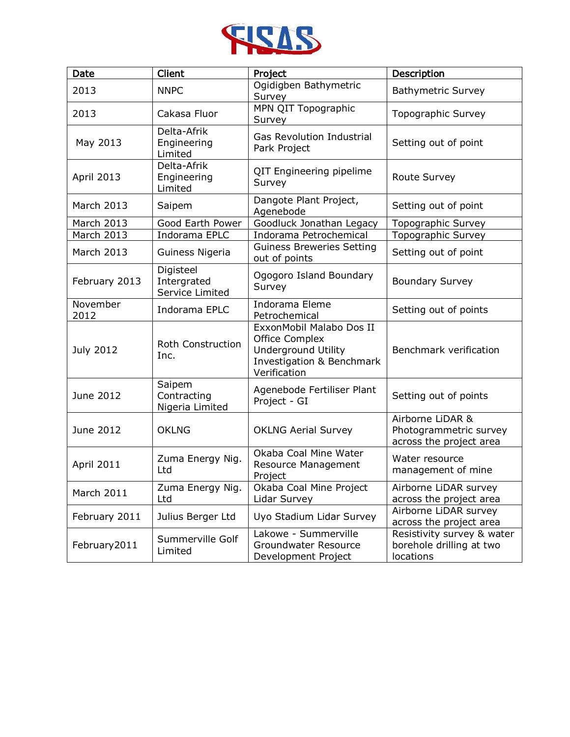| Date | Client | Project | Description |
|---|---|---|---|
| 2013 | NNPC | Ogidigben Bathymetric Survey | Bathymetric Survey |
| 2013 | Cakasa Fluor | MPN QIT Topographic Survey | Topographic Survey |
| May 2013 | Delta-Afrik Engineering Limited | Gas Revolution Industrial Park Project | Setting out of point |
| April 2013 | Delta-Afrik Engineering Limited | QIT Engineering pipelime Survey | Route Survey |
| March 2013 | Saipem | Dangote Plant Project, Agenebode | Setting out of point |
| March 2013 | Good Earth Power | Goodluck Jonathan Legacy | Topographic Survey |
| March 2013 | Indorama EPLC | Indorama Petrochemical | Topographic Survey |
| March 2013 | Guiness Nigeria | Guiness Breweries Setting out of points | Setting out of point |
| February 2013 | Digisteel Intergrated Service Limited | Ogogoro Island Boundary Survey | Boundary Survey |
| November 2012 | Indorama EPLC | Indorama Eleme Petrochemical | Setting out of points |
| July 2012 | Roth Construction Inc. | ExxonMobil Malabo Dos II Office Complex Underground Utility Investigation & Benchmark Verification | Benchmark verification |
| June 2012 | Saipem Contracting Nigeria Limited | Agenebode Fertiliser Plant Project - GI | Setting out of points |
| June 2012 | OKLNG | OKLNG Aerial Survey | Airborne LiDAR & Photogrammetric survey across the project area |
| April 2011 | Zuma Energy Nig. Ltd | Okaba Coal Mine Water Resource Management Project | Water resource management of mine |
| March 2011 | Zuma Energy Nig. Ltd | Okaba Coal Mine Project Lidar Survey | Airborne LiDAR survey across the project area |
| February 2011 | Julius Berger Ltd | Uyo Stadium Lidar Survey | Airborne LiDAR survey across the project area |
| February2011 | Summerville Golf Limited | Lakowe - Summerville Groundwater Resource Development Project | Resistivity survey & water borehole drilling at two locations |